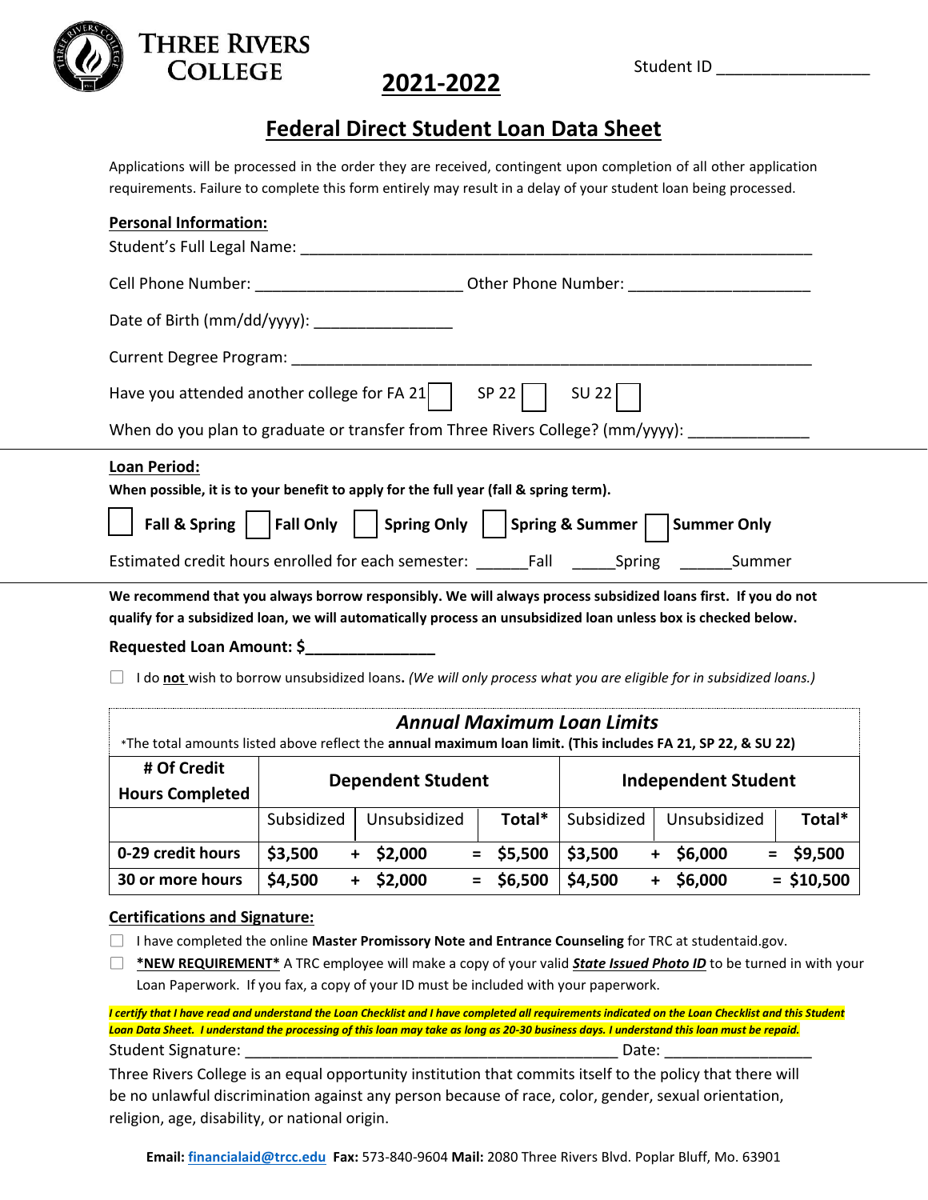THREE RIVERS COLLEGE

Student ID ________________

# 2021-2022

## Federal Direct Student Loan Data Sheet

Applications will be processed in the order they are received, contingent upon completion of all other application requirements. Failure to complete this form entirely may result in a delay of your student loan being processed.

**Personal Information:**

Student's Full Legal Name: ________________________________________________________

Cell Phone Number: ______________________ Other Phone Number: ____________________

Date of Birth (mm/dd/yyyy): _______________

Current Degree Program: ____________________________________________________________

Have you attended another college for FA 21 ☐ SP 22 ☐ SU 22 ☐

When do you plan to graduate or transfer from Three Rivers College? (mm/yyyy): _____________

**Loan Period:**

**When possible, it is to your benefit to apply for the full year (fall & spring term).**

☐ **Fall & Spring** ☐ **Fall Only** ☐ **Spring Only** ☐ **Spring & Summer** ☐ **Summer Only**

Estimated credit hours enrolled for each semester: ______Fall _____Spring ______Summer

**We recommend that you always borrow responsibly. We will always process subsidized loans first. If you do not qualify for a subsidized loan, we will automatically process an unsubsidized loan unless box is checked below.**

**Requested Loan Amount: $_______________**

☐ I do **not** wish to borrow unsubsidized loans**.** *(We will only process what you are eligible for in subsidized loans.)*

***Annual Maximum Loan Limits***

*The total amounts listed above reflect the **annual maximum loan limit. (This includes FA 21, SP 22, & SU 22)**

| # Of Credit Hours Completed | Dependent Student | | | Independent Student | | |
|---|---|---|---|---|---|---|
| | Subsidized | Unsubsidized | Total* | Subsidized | Unsubsidized | Total* |
| **0-29 credit hours** | **$3,500** | **+ $2,000** | **= $5,500** | **$3,500** | **+ $6,000** | **= $9,500** |
| **30 or more hours** | **$4,500** | **+ $2,000** | **= $6,500** | **$4,500** | **+ $6,000** | **= $10,500** |

**Certifications and Signature:**

☐ I have completed the online **Master Promissory Note and Entrance Counseling** for TRC at studentaid.gov.

☐ **\*NEW REQUIREMENT\*** A TRC employee will make a copy of your valid ***State Issued Photo ID*** to be turned in with your Loan Paperwork. If you fax, a copy of your ID must be included with your paperwork.

***I certify that I have read and understand the Loan Checklist and I have completed all requirements indicated on the Loan Checklist and this Student Loan Data Sheet. I understand the processing of this loan may take as long as 20-30 business days. I understand this loan must be repaid.***

Student Signature: ____________________________________________ Date: ________________

Three Rivers College is an equal opportunity institution that commits itself to the policy that there will be no unlawful discrimination against any person because of race, color, gender, sexual orientation, religion, age, disability, or national origin.

**Email:** financialaid@trcc.edu **Fax:** 573-840-9604 **Mail:** 2080 Three Rivers Blvd. Poplar Bluff, Mo. 63901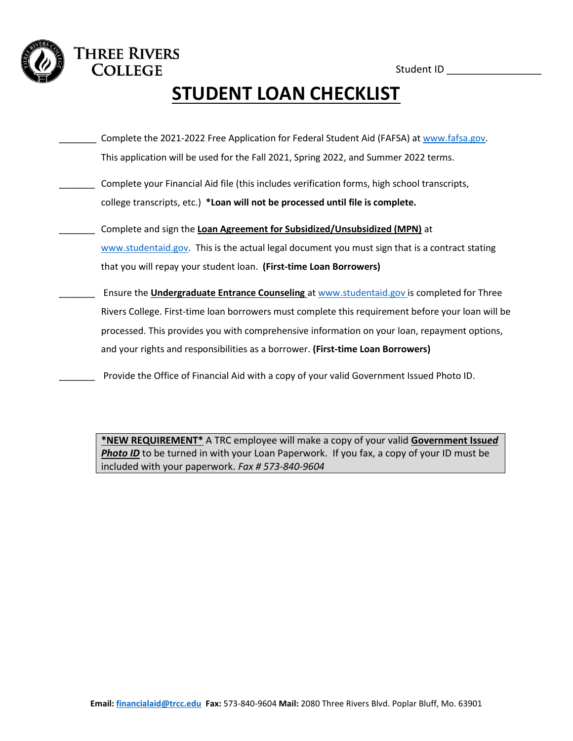**THREE RIVERS COLLEGE**

Student ID ________________

# STUDENT LOAN CHECKLIST

_______ Complete the 2021-2022 Free Application for Federal Student Aid (FAFSA) at www.fafsa.gov. This application will be used for the Fall 2021, Spring 2022, and Summer 2022 terms.

_______ Complete your Financial Aid file (this includes verification forms, high school transcripts, college transcripts, etc.) **\*Loan will not be processed until file is complete.**

_______ Complete and sign the **Loan Agreement for Subsidized/Unsubsidized (MPN)** at www.studentaid.gov. This is the actual legal document you must sign that is a contract stating that you will repay your student loan. **(First-time Loan Borrowers)**

_______ Ensure the **Undergraduate Entrance Counseling** at www.studentaid.gov is completed for Three Rivers College. First-time loan borrowers must complete this requirement before your loan will be processed. This provides you with comprehensive information on your loan, repayment options, and your rights and responsibilities as a borrower. **(First-time Loan Borrowers)**

_______ Provide the Office of Financial Aid with a copy of your valid Government Issued Photo ID.

> **\*NEW REQUIREMENT\*** A TRC employee will make a copy of your valid ***Government Issued Photo ID*** to be turned in with your Loan Paperwork. If you fax, a copy of your ID must be included with your paperwork. *Fax # 573-840-9604*

**Email:** **financialaid@trcc.edu** **Fax:** 573-840-9604 **Mail:** 2080 Three Rivers Blvd. Poplar Bluff, Mo. 63901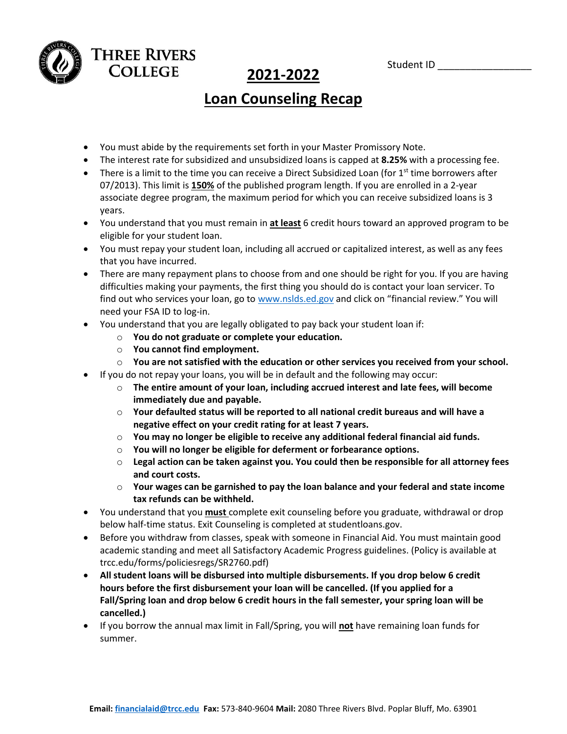THREE RIVERS COLLEGE

Student ID ________________

# 2021-2022

# Loan Counseling Recap

- You must abide by the requirements set forth in your Master Promissory Note.
- The interest rate for subsidized and unsubsidized loans is capped at **8.25%** with a processing fee.
- There is a limit to the time you can receive a Direct Subsidized Loan (for 1st time borrowers after 07/2013). This limit is **150%** of the published program length. If you are enrolled in a 2-year associate degree program, the maximum period for which you can receive subsidized loans is 3 years.
- You understand that you must remain in **at least** 6 credit hours toward an approved program to be eligible for your student loan.
- You must repay your student loan, including all accrued or capitalized interest, as well as any fees that you have incurred.
- There are many repayment plans to choose from and one should be right for you. If you are having difficulties making your payments, the first thing you should do is contact your loan servicer. To find out who services your loan, go to www.nslds.ed.gov and click on "financial review." You will need your FSA ID to log-in.
- You understand that you are legally obligated to pay back your student loan if:
  - **You do not graduate or complete your education.**
  - **You cannot find employment.**
  - **You are not satisfied with the education or other services you received from your school.**
- If you do not repay your loans, you will be in default and the following may occur:
  - **The entire amount of your loan, including accrued interest and late fees, will become immediately due and payable.**
  - **Your defaulted status will be reported to all national credit bureaus and will have a negative effect on your credit rating for at least 7 years.**
  - **You may no longer be eligible to receive any additional federal financial aid funds.**
  - **You will no longer be eligible for deferment or forbearance options.**
  - **Legal action can be taken against you. You could then be responsible for all attorney fees and court costs.**
  - **Your wages can be garnished to pay the loan balance and your federal and state income tax refunds can be withheld.**
- You understand that you **must** complete exit counseling before you graduate, withdrawal or drop below half-time status. Exit Counseling is completed at studentloans.gov.
- Before you withdraw from classes, speak with someone in Financial Aid. You must maintain good academic standing and meet all Satisfactory Academic Progress guidelines. (Policy is available at trcc.edu/forms/policiesregs/SR2760.pdf)
- **All student loans will be disbursed into multiple disbursements. If you drop below 6 credit hours before the first disbursement your loan will be cancelled. (If you applied for a Fall/Spring loan and drop below 6 credit hours in the fall semester, your spring loan will be cancelled.)**
- If you borrow the annual max limit in Fall/Spring, you will **not** have remaining loan funds for summer.

**Email:** financialaid@trcc.edu **Fax:** 573-840-9604 **Mail:** 2080 Three Rivers Blvd. Poplar Bluff, Mo. 63901